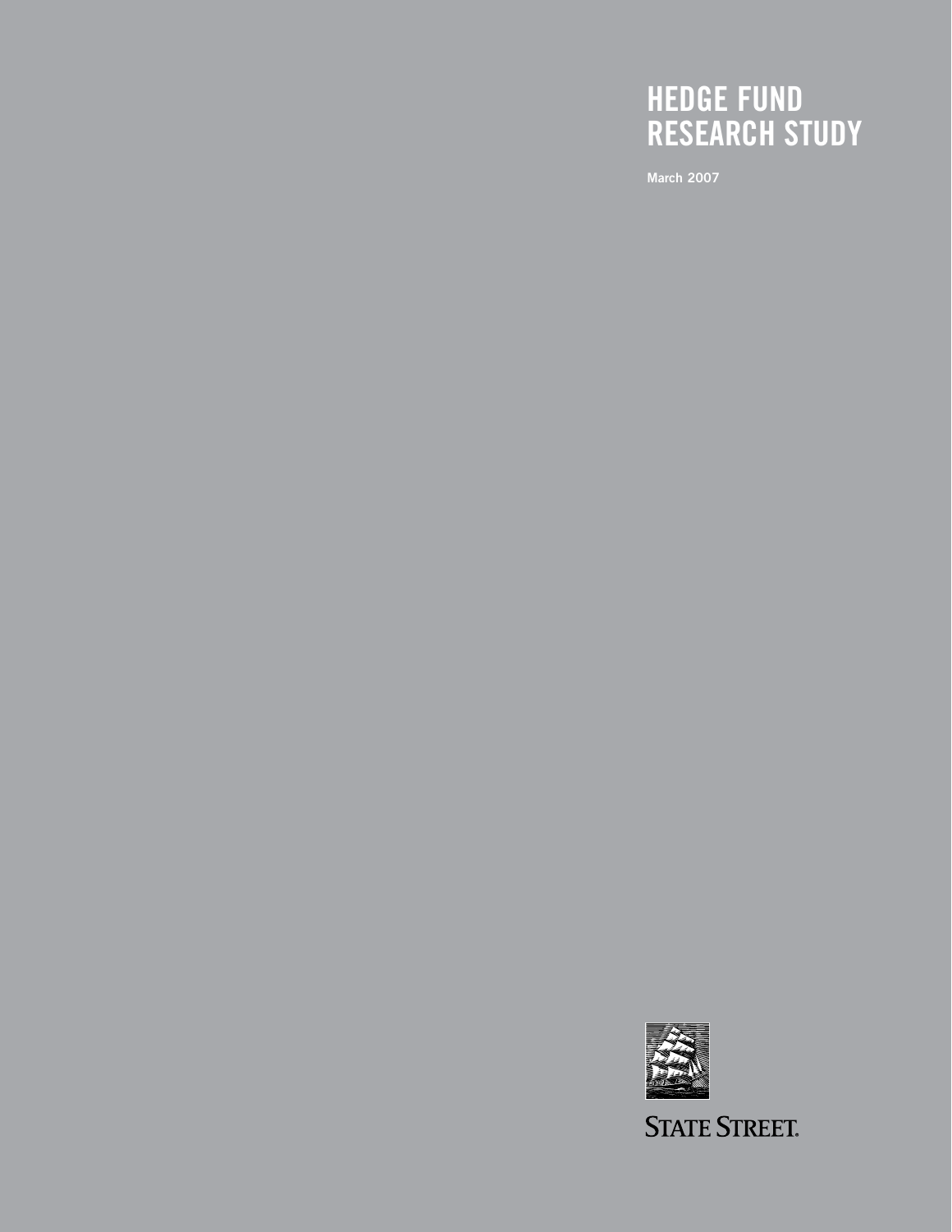# HEDGE FUND RESEARCH STUDY

March 2007

STATE STREET.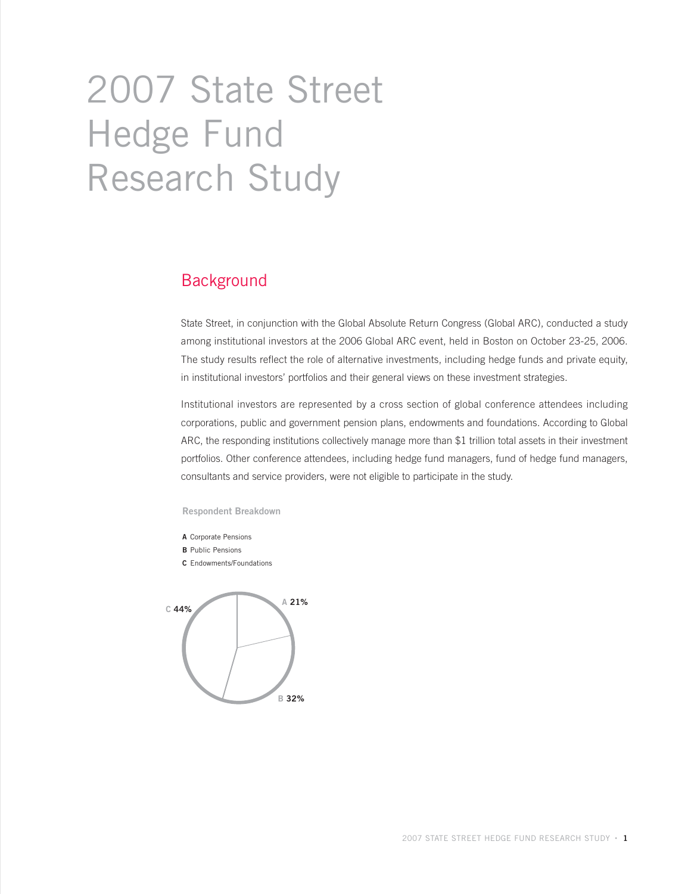# 2007 State Street Hedge Fund Research Study

## Background

State Street, in conjunction with the Global Absolute Return Congress (Global ARC), conducted a study among institutional investors at the 2006 Global ARC event, held in Boston on October 23-25, 2006. The study results reflect the role of alternative investments, including hedge funds and private equity, in institutional investors' portfolios and their general views on these investment strategies.

Institutional investors are represented by a cross section of global conference attendees including corporations, public and government pension plans, endowments and foundations. According to Global ARC, the responding institutions collectively manage more than $1 trillion total assets in their investment portfolios. Other conference attendees, including hedge fund managers, fund of hedge fund managers, consultants and service providers, were not eligible to participate in the study.

**Respondent Breakdown**

**A** Corporate Pensions
**B** Public Pensions
**C** Endowments/Foundations

| | Respondent Type | Share |
|---|---|---|
| A | Corporate Pensions | 21% |
| B | Public Pensions | 32% |
| C | Endowments/Foundations | 44% |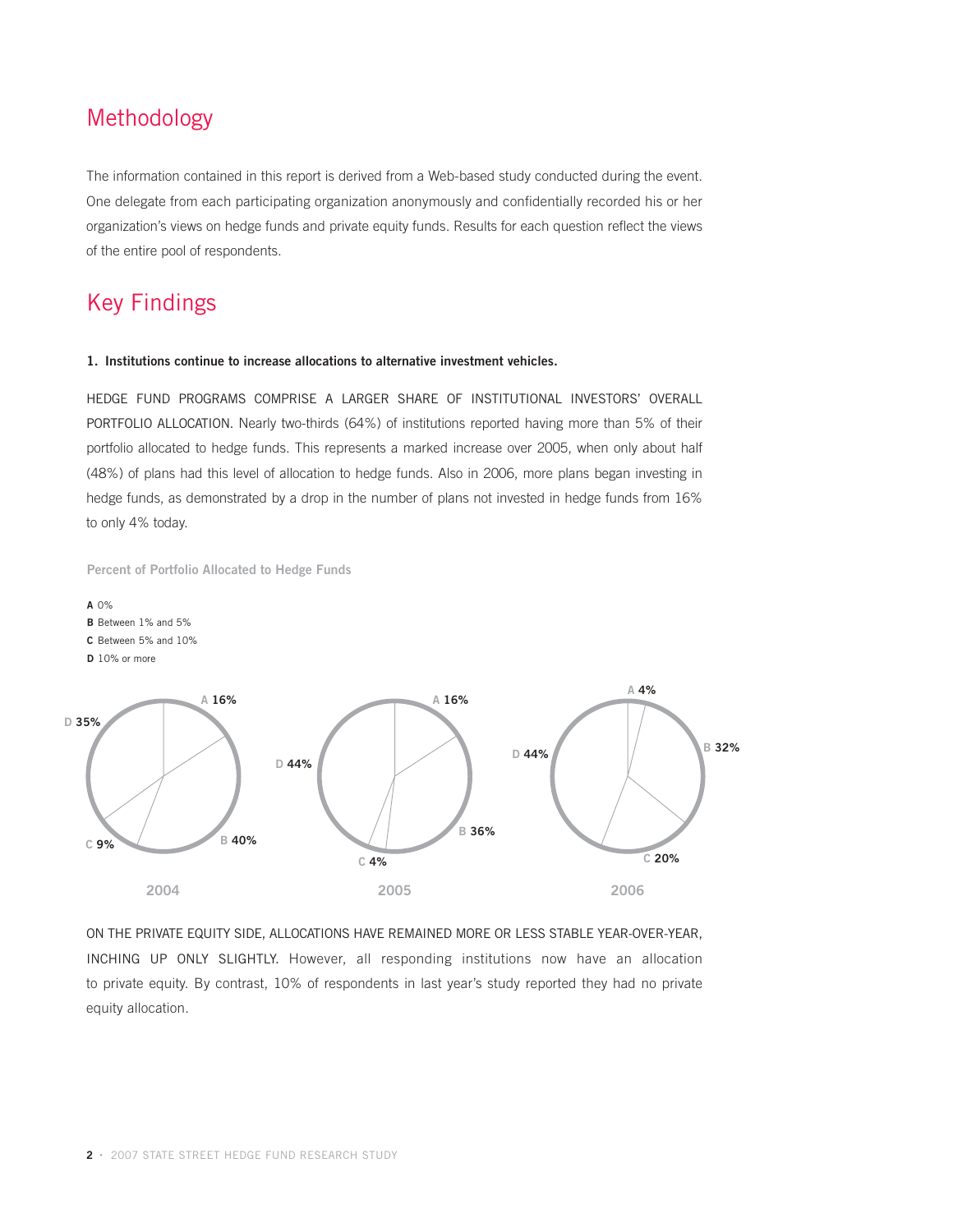## Methodology

The information contained in this report is derived from a Web-based study conducted during the event. One delegate from each participating organization anonymously and confidentially recorded his or her organization's views on hedge funds and private equity funds. Results for each question reflect the views of the entire pool of respondents.

## Key Findings

**1. Institutions continue to increase allocations to alternative investment vehicles.**

HEDGE FUND PROGRAMS COMPRISE A LARGER SHARE OF INSTITUTIONAL INVESTORS' OVERALL PORTFOLIO ALLOCATION. Nearly two-thirds (64%) of institutions reported having more than 5% of their portfolio allocated to hedge funds. This represents a marked increase over 2005, when only about half (48%) of plans had this level of allocation to hedge funds. Also in 2006, more plans began investing in hedge funds, as demonstrated by a drop in the number of plans not invested in hedge funds from 16% to only 4% today.

**Percent of Portfolio Allocated to Hedge Funds**

**A** 0%
**B** Between 1% and 5%
**C** Between 5% and 10%
**D** 10% or more

| | 2004 | 2005 | 2006 |
|---|---|---|---|
| A | 16% | 16% | 4% |
| B | 40% | 36% | 32% |
| C | 9% | 4% | 20% |
| D | 35% | 44% | 44% |

ON THE PRIVATE EQUITY SIDE, ALLOCATIONS HAVE REMAINED MORE OR LESS STABLE YEAR-OVER-YEAR, INCHING UP ONLY SLIGHTLY. However, all responding institutions now have an allocation to private equity. By contrast, 10% of respondents in last year's study reported they had no private equity allocation.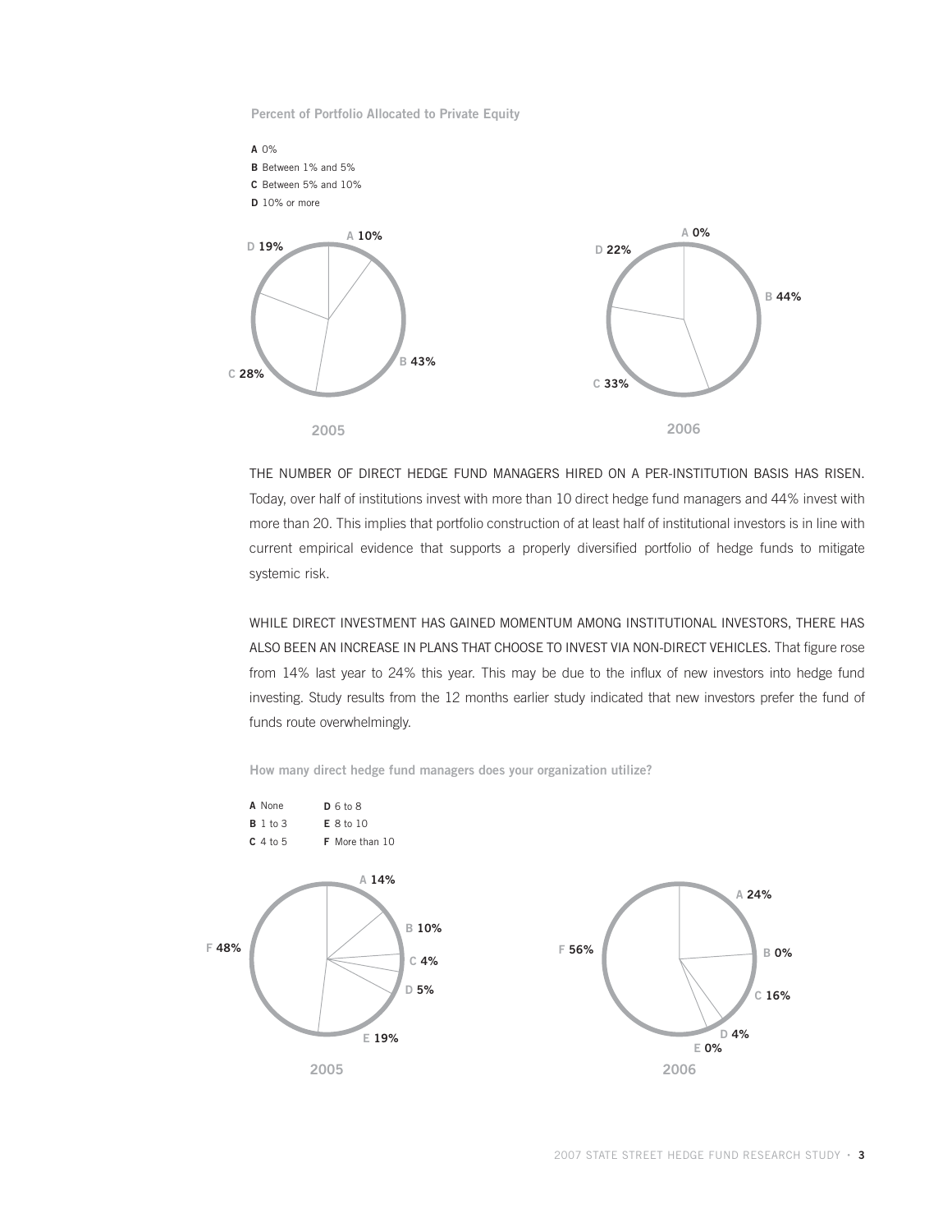**Percent of Portfolio Allocated to Private Equity**

**A** 0%
**B** Between 1% and 5%
**C** Between 5% and 10%
**D** 10% or more

| | 2005 | 2006 |
|---|---|---|
| A | 10% | 0% |
| B | 43% | 44% |
| C | 28% | 33% |
| D | 19% | 22% |

THE NUMBER OF DIRECT HEDGE FUND MANAGERS HIRED ON A PER-INSTITUTION BASIS HAS RISEN. Today, over half of institutions invest with more than 10 direct hedge fund managers and 44% invest with more than 20. This implies that portfolio construction of at least half of institutional investors is in line with current empirical evidence that supports a properly diversified portfolio of hedge funds to mitigate systemic risk.

WHILE DIRECT INVESTMENT HAS GAINED MOMENTUM AMONG INSTITUTIONAL INVESTORS, THERE HAS ALSO BEEN AN INCREASE IN PLANS THAT CHOOSE TO INVEST VIA NON-DIRECT VEHICLES. That figure rose from 14% last year to 24% this year. This may be due to the influx of new investors into hedge fund investing. Study results from the 12 months earlier study indicated that new investors prefer the fund of funds route overwhelmingly.

**How many direct hedge fund managers does your organization utilize?**

**A** None
**B** 1 to 3
**C** 4 to 5
**D** 6 to 8
**E** 8 to 10
**F** More than 10

| | 2005 | 2006 |
|---|---|---|
| A | 14% | 24% |
| B | 10% | 0% |
| C | 4% | 16% |
| D | 5% | 4% |
| E | 19% | 0% |
| F | 48% | 56% |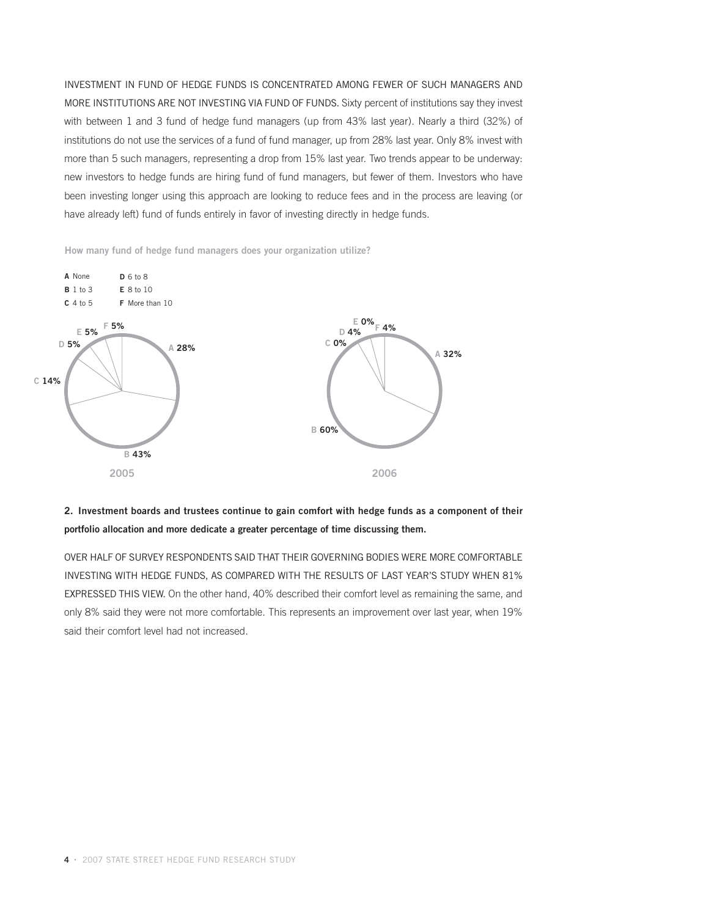INVESTMENT IN FUND OF HEDGE FUNDS IS CONCENTRATED AMONG FEWER OF SUCH MANAGERS AND MORE INSTITUTIONS ARE NOT INVESTING VIA FUND OF FUNDS. Sixty percent of institutions say they invest with between 1 and 3 fund of hedge fund managers (up from 43% last year). Nearly a third (32%) of institutions do not use the services of a fund of fund manager, up from 28% last year. Only 8% invest with more than 5 such managers, representing a drop from 15% last year. Two trends appear to be underway: new investors to hedge funds are hiring fund of fund managers, but fewer of them. Investors who have been investing longer using this approach are looking to reduce fees and in the process are leaving (or have already left) fund of funds entirely in favor of investing directly in hedge funds.

How many fund of hedge fund managers does your organization utilize?

| | 2005 | 2006 |
|---|---|---|
| A None | 28% | 32% |
| B 1 to 3 | 43% | 60% |
| C 4 to 5 | 14% | 0% |
| D 6 to 8 | 5% | 4% |
| E 8 to 10 | 5% | 0% |
| F More than 10 | 5% | 4% |

**2. Investment boards and trustees continue to gain comfort with hedge funds as a component of their portfolio allocation and more dedicate a greater percentage of time discussing them.**

OVER HALF OF SURVEY RESPONDENTS SAID THAT THEIR GOVERNING BODIES WERE MORE COMFORTABLE INVESTING WITH HEDGE FUNDS, AS COMPARED WITH THE RESULTS OF LAST YEAR'S STUDY WHEN 81% EXPRESSED THIS VIEW. On the other hand, 40% described their comfort level as remaining the same, and only 8% said they were not more comfortable. This represents an improvement over last year, when 19% said their comfort level had not increased.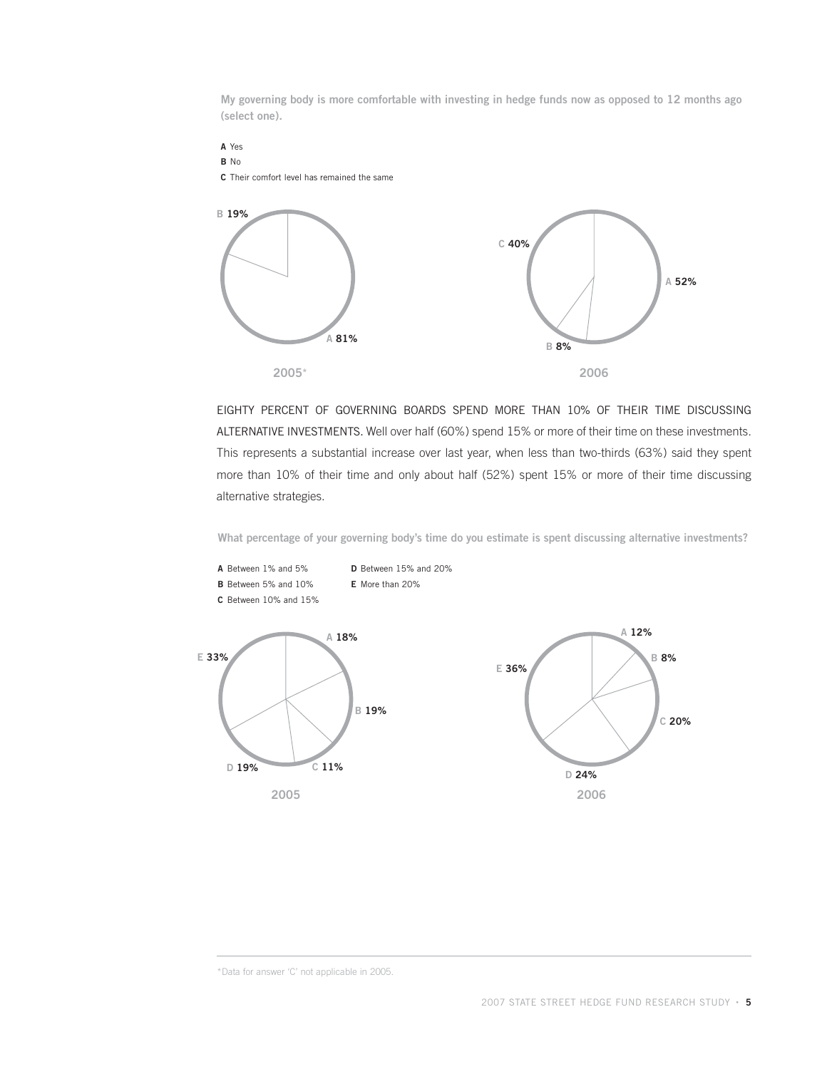**My governing body is more comfortable with investing in hedge funds now as opposed to 12 months ago (select one).**

**A** Yes
**B** No
**C** Their comfort level has remained the same

| | 2005* | 2006 |
|---|---|---|
| A | 81% | 52% |
| B | 19% | 8% |
| C | | 40% |

EIGHTY PERCENT OF GOVERNING BOARDS SPEND MORE THAN 10% OF THEIR TIME DISCUSSING ALTERNATIVE INVESTMENTS. Well over half (60%) spend 15% or more of their time on these investments. This represents a substantial increase over last year, when less than two-thirds (63%) said they spent more than 10% of their time and only about half (52%) spent 15% or more of their time discussing alternative strategies.

**What percentage of your governing body's time do you estimate is spent discussing alternative investments?**

**A** Between 1% and 5%
**B** Between 5% and 10%
**C** Between 10% and 15%
**D** Between 15% and 20%
**E** More than 20%

| | 2005 | 2006 |
|---|---|---|
| A | 18% | 12% |
| B | 19% | 8% |
| C | 11% | 20% |
| D | 19% | 24% |
| E | 33% | 36% |

*Data for answer 'C' not applicable in 2005.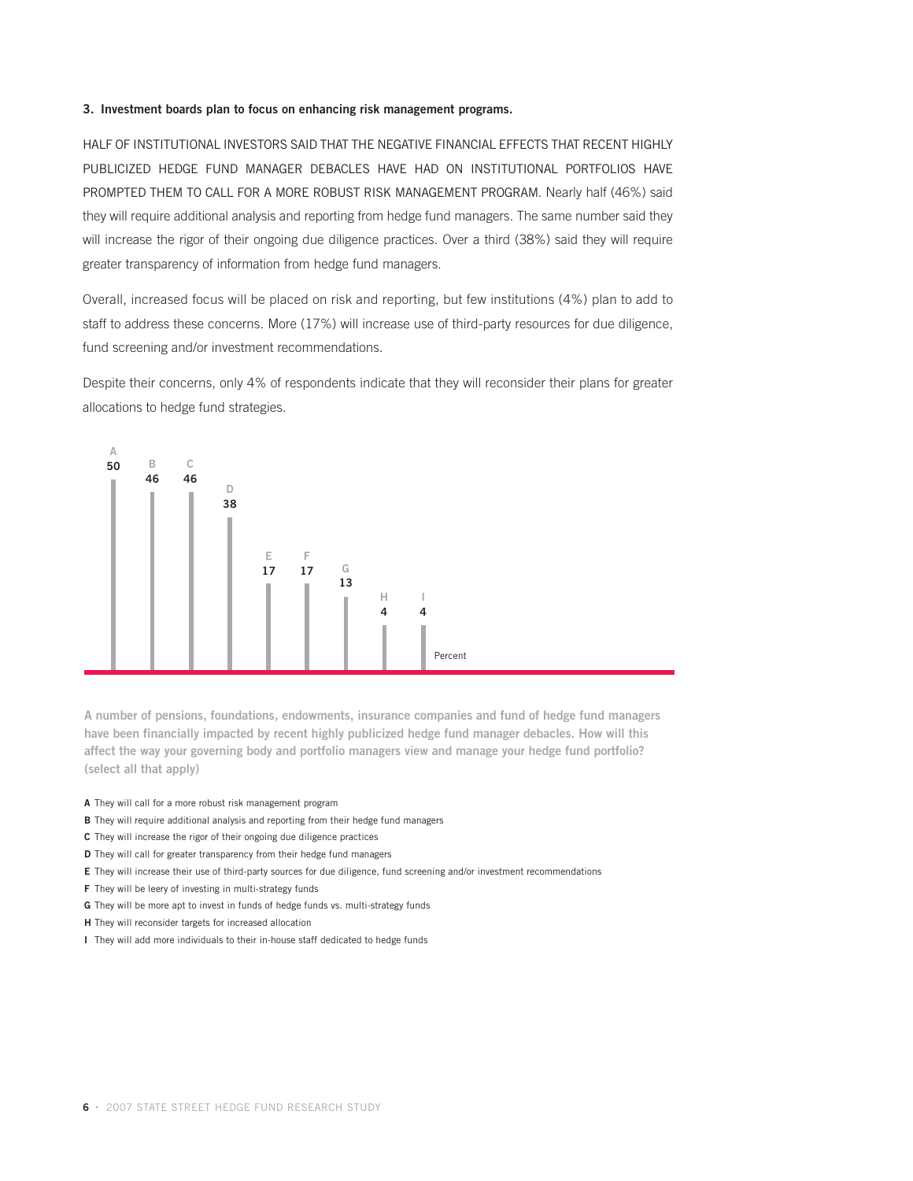### 3. Investment boards plan to focus on enhancing risk management programs.

HALF OF INSTITUTIONAL INVESTORS SAID THAT THE NEGATIVE FINANCIAL EFFECTS THAT RECENT HIGHLY PUBLICIZED HEDGE FUND MANAGER DEBACLES HAVE HAD ON INSTITUTIONAL PORTFOLIOS HAVE PROMPTED THEM TO CALL FOR A MORE ROBUST RISK MANAGEMENT PROGRAM. Nearly half (46%) said they will require additional analysis and reporting from hedge fund managers. The same number said they will increase the rigor of their ongoing due diligence practices. Over a third (38%) said they will require greater transparency of information from hedge fund managers.

Overall, increased focus will be placed on risk and reporting, but few institutions (4%) plan to add to staff to address these concerns. More (17%) will increase use of third-party resources for due diligence, fund screening and/or investment recommendations.

Despite their concerns, only 4% of respondents indicate that they will reconsider their plans for greater allocations to hedge fund strategies.

| | A | B | C | D | E | F | G | H | I |
|---|---|---|---|---|---|---|---|---|---|
| Percent | 50 | 46 | 46 | 38 | 17 | 17 | 13 | 4 | 4 |

**A number of pensions, foundations, endowments, insurance companies and fund of hedge fund managers have been financially impacted by recent highly publicized hedge fund manager debacles. How will this affect the way your governing body and portfolio managers view and manage your hedge fund portfolio? (select all that apply)**

- **A** They will call for a more robust risk management program
- **B** They will require additional analysis and reporting from their hedge fund managers
- **C** They will increase the rigor of their ongoing due diligence practices
- **D** They will call for greater transparency from their hedge fund managers
- **E** They will increase their use of third-party sources for due diligence, fund screening and/or investment recommendations
- **F** They will be leery of investing in multi-strategy funds
- **G** They will be more apt to invest in funds of hedge funds vs. multi-strategy funds
- **H** They will reconsider targets for increased allocation
- **I** They will add more individuals to their in-house staff dedicated to hedge funds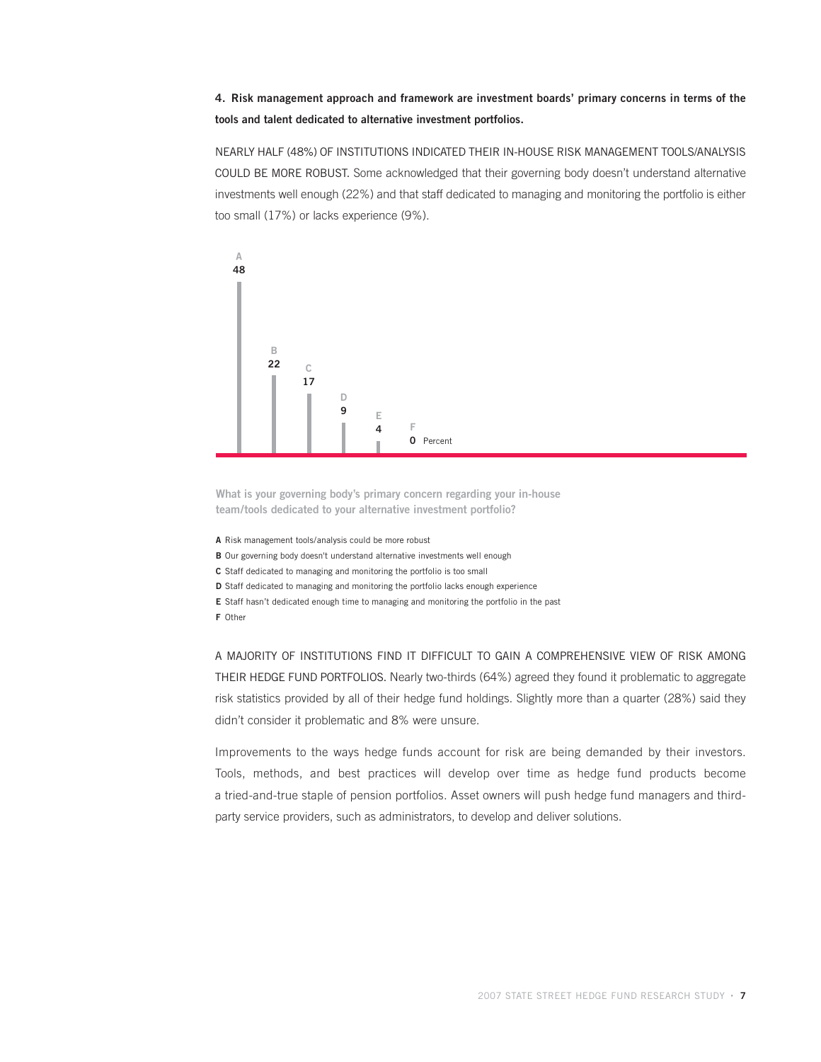**4. Risk management approach and framework are investment boards' primary concerns in terms of the tools and talent dedicated to alternative investment portfolios.**

NEARLY HALF (48%) OF INSTITUTIONS INDICATED THEIR IN-HOUSE RISK MANAGEMENT TOOLS/ANALYSIS COULD BE MORE ROBUST. Some acknowledged that their governing body doesn't understand alternative investments well enough (22%) and that staff dedicated to managing and monitoring the portfolio is either too small (17%) or lacks experience (9%).

| | Percent |
|---|---|
| A | 48 |
| B | 22 |
| C | 17 |
| D | 9 |
| E | 4 |
| F | 0 |

**What is your governing body's primary concern regarding your in-house team/tools dedicated to your alternative investment portfolio?**

**A** Risk management tools/analysis could be more robust

**B** Our governing body doesn't understand alternative investments well enough

**C** Staff dedicated to managing and monitoring the portfolio is too small

**D** Staff dedicated to managing and monitoring the portfolio lacks enough experience

**E** Staff hasn't dedicated enough time to managing and monitoring the portfolio in the past

**F** Other

A MAJORITY OF INSTITUTIONS FIND IT DIFFICULT TO GAIN A COMPREHENSIVE VIEW OF RISK AMONG THEIR HEDGE FUND PORTFOLIOS. Nearly two-thirds (64%) agreed they found it problematic to aggregate risk statistics provided by all of their hedge fund holdings. Slightly more than a quarter (28%) said they didn't consider it problematic and 8% were unsure.

Improvements to the ways hedge funds account for risk are being demanded by their investors. Tools, methods, and best practices will develop over time as hedge fund products become a tried-and-true staple of pension portfolios. Asset owners will push hedge fund managers and third-party service providers, such as administrators, to develop and deliver solutions.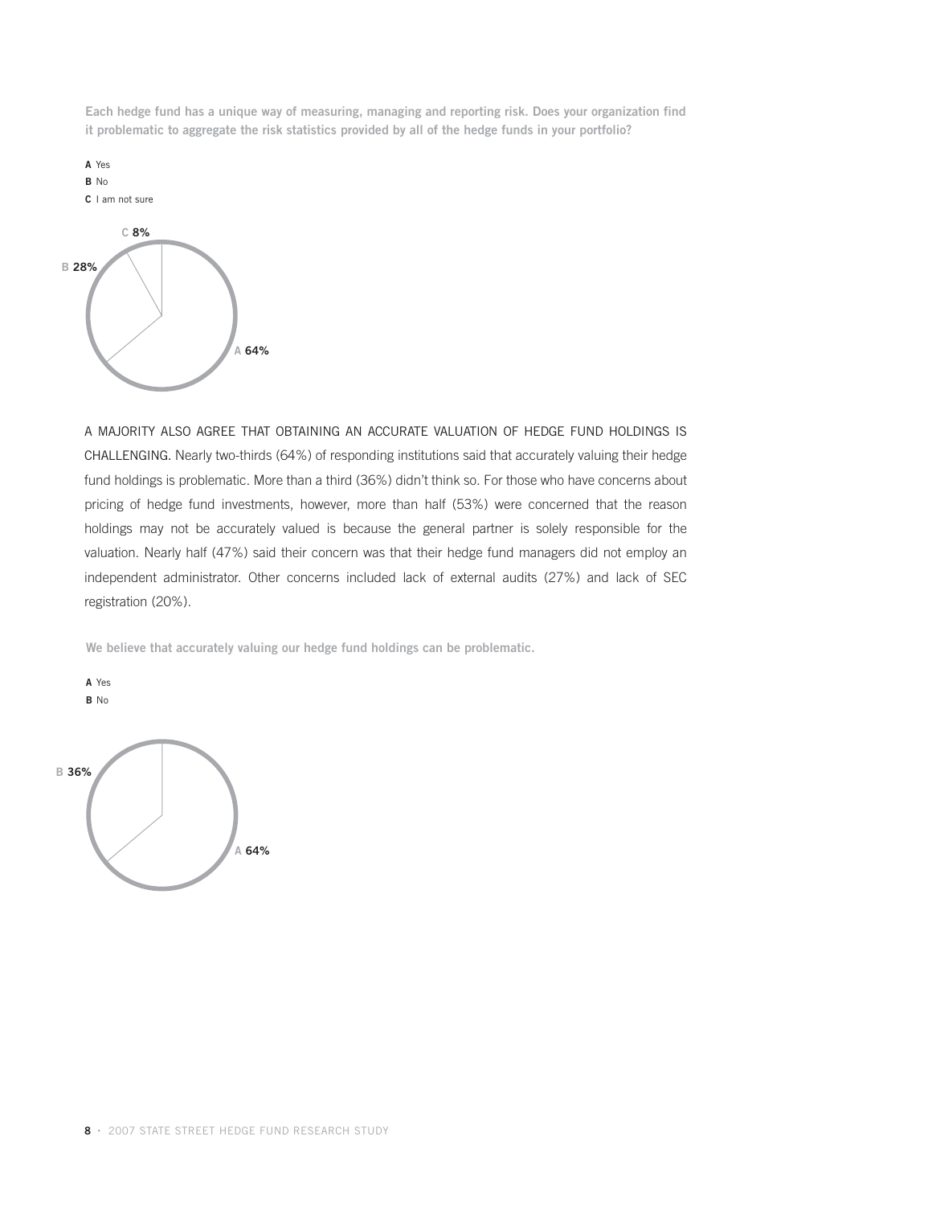**Each hedge fund has a unique way of measuring, managing and reporting risk. Does your organization find it problematic to aggregate the risk statistics provided by all of the hedge funds in your portfolio?**

**A** Yes
**B** No
**C** I am not sure

C **8%**
B **28%**
A **64%**

A MAJORITY ALSO AGREE THAT OBTAINING AN ACCURATE VALUATION OF HEDGE FUND HOLDINGS IS CHALLENGING. Nearly two-thirds (64%) of responding institutions said that accurately valuing their hedge fund holdings is problematic. More than a third (36%) didn't think so. For those who have concerns about pricing of hedge fund investments, however, more than half (53%) were concerned that the reason holdings may not be accurately valued is because the general partner is solely responsible for the valuation. Nearly half (47%) said their concern was that their hedge fund managers did not employ an independent administrator. Other concerns included lack of external audits (27%) and lack of SEC registration (20%).

**We believe that accurately valuing our hedge fund holdings can be problematic.**

**A** Yes
**B** No

B **36%**
A **64%**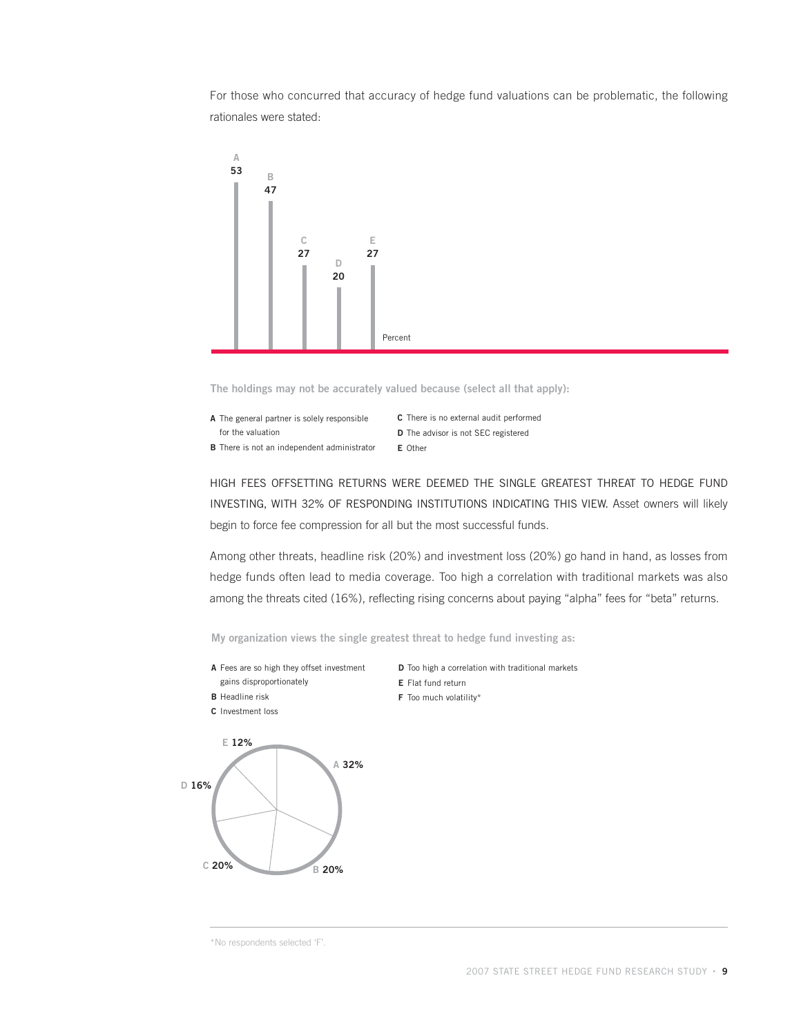For those who concurred that accuracy of hedge fund valuations can be problematic, the following rationales were stated:

| | A | B | C | D | E |
|---|---|---|---|---|---|
| Percent | 53 | 47 | 27 | 20 | 27 |

**The holdings may not be accurately valued because (select all that apply):**

**A** The general partner is solely responsible for the valuation
**B** There is not an independent administrator
**C** There is no external audit performed
**D** The advisor is not SEC registered
**E** Other

HIGH FEES OFFSETTING RETURNS WERE DEEMED THE SINGLE GREATEST THREAT TO HEDGE FUND INVESTING, WITH 32% OF RESPONDING INSTITUTIONS INDICATING THIS VIEW. Asset owners will likely begin to force fee compression for all but the most successful funds.

Among other threats, headline risk (20%) and investment loss (20%) go hand in hand, as losses from hedge funds often lead to media coverage. Too high a correlation with traditional markets was also among the threats cited (16%), reflecting rising concerns about paying "alpha" fees for "beta" returns.

**My organization views the single greatest threat to hedge fund investing as:**

**A** Fees are so high they offset investment gains disproportionately
**B** Headline risk
**C** Investment loss
**D** Too high a correlation with traditional markets
**E** Flat fund return
**F** Too much volatility*

| A | B | C | D | E |
|---|---|---|---|---|
| 32% | 20% | 20% | 16% | 12% |

*No respondents selected 'F'.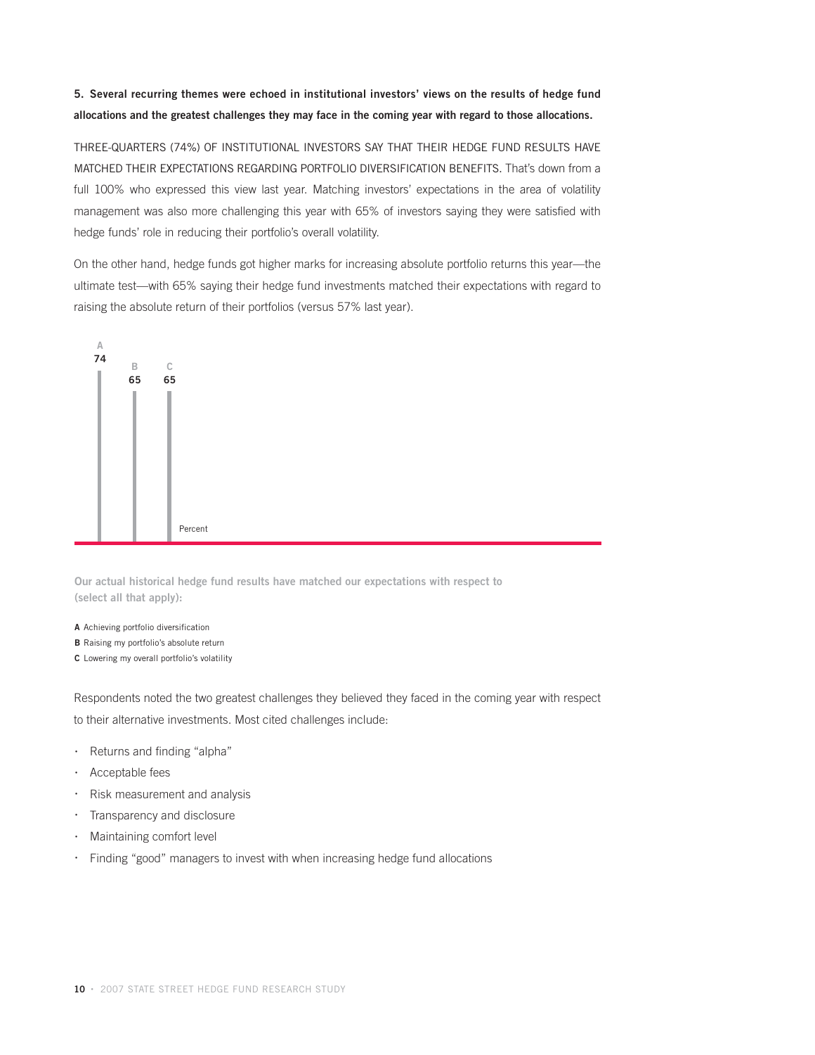**5. Several recurring themes were echoed in institutional investors' views on the results of hedge fund allocations and the greatest challenges they may face in the coming year with regard to those allocations.**

THREE-QUARTERS (74%) OF INSTITUTIONAL INVESTORS SAY THAT THEIR HEDGE FUND RESULTS HAVE MATCHED THEIR EXPECTATIONS REGARDING PORTFOLIO DIVERSIFICATION BENEFITS. That's down from a full 100% who expressed this view last year. Matching investors' expectations in the area of volatility management was also more challenging this year with 65% of investors saying they were satisfied with hedge funds' role in reducing their portfolio's overall volatility.

On the other hand, hedge funds got higher marks for increasing absolute portfolio returns this year—the ultimate test—with 65% saying their hedge fund investments matched their expectations with regard to raising the absolute return of their portfolios (versus 57% last year).

| | Percent |
|---|---|
| A | 74 |
| B | 65 |
| C | 65 |

**Our actual historical hedge fund results have matched our expectations with respect to (select all that apply):**

**A** Achieving portfolio diversification
**B** Raising my portfolio's absolute return
**C** Lowering my overall portfolio's volatility

Respondents noted the two greatest challenges they believed they faced in the coming year with respect to their alternative investments. Most cited challenges include:

- Returns and finding "alpha"
- Acceptable fees
- Risk measurement and analysis
- Transparency and disclosure
- Maintaining comfort level
- Finding "good" managers to invest with when increasing hedge fund allocations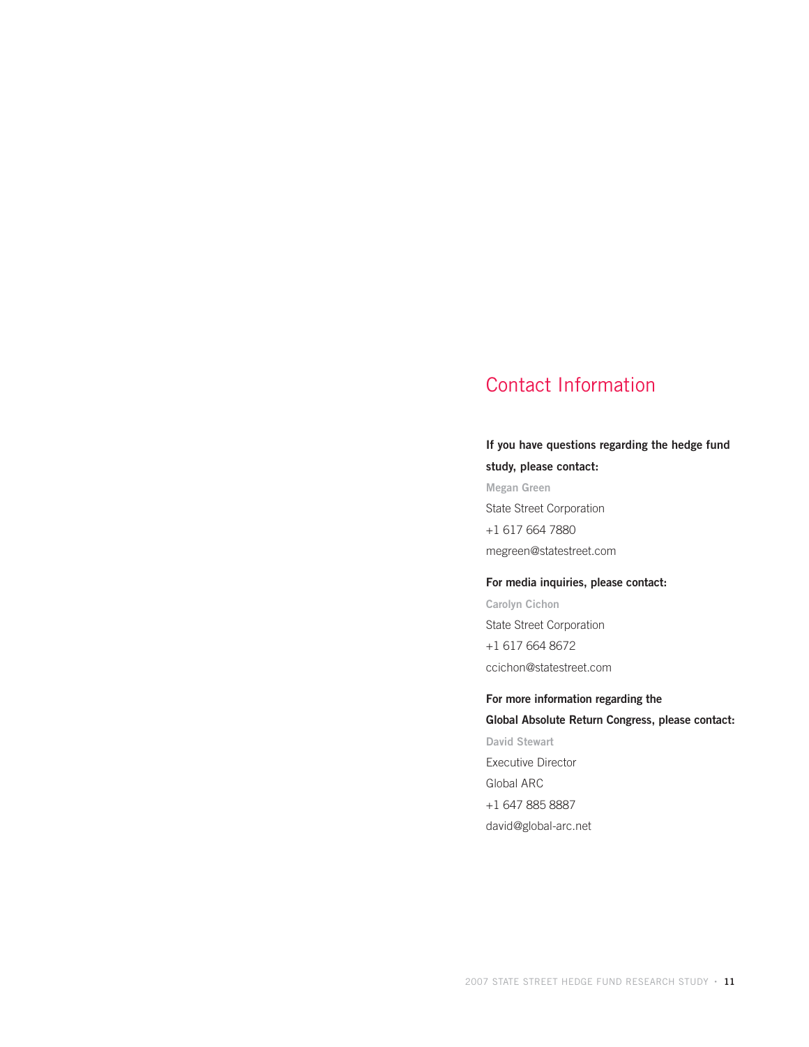## Contact Information

**If you have questions regarding the hedge fund study, please contact:**

**Megan Green**
State Street Corporation
+1 617 664 7880
megreen@statestreet.com

**For media inquiries, please contact:**

**Carolyn Cichon**
State Street Corporation
+1 617 664 8672
ccichon@statestreet.com

**For more information regarding the Global Absolute Return Congress, please contact:**

**David Stewart**
Executive Director
Global ARC
+1 647 885 8887
david@global-arc.net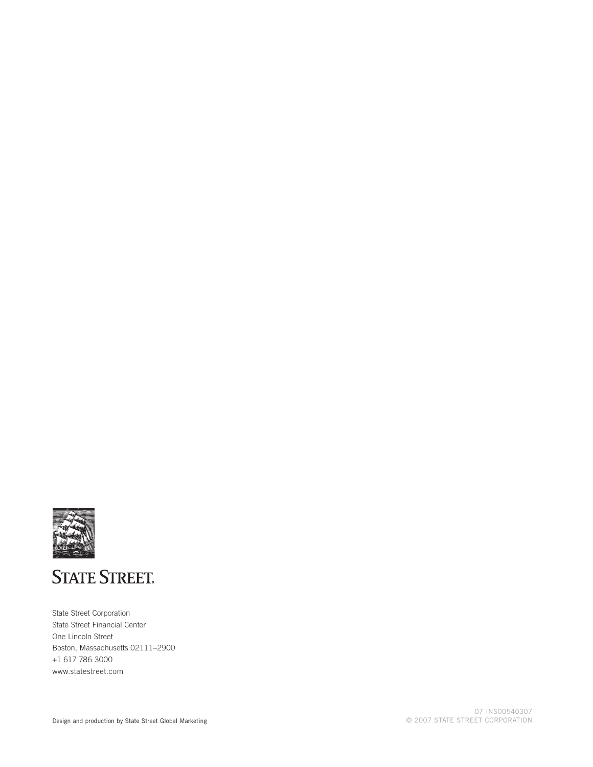STATE STREET.

State Street Corporation
State Street Financial Center
One Lincoln Street
Boston, Massachusetts 02111–2900
+1 617 786 3000
www.statestreet.com

Design and production by State Street Global Marketing

07-INS00540307
© 2007 STATE STREET CORPORATION